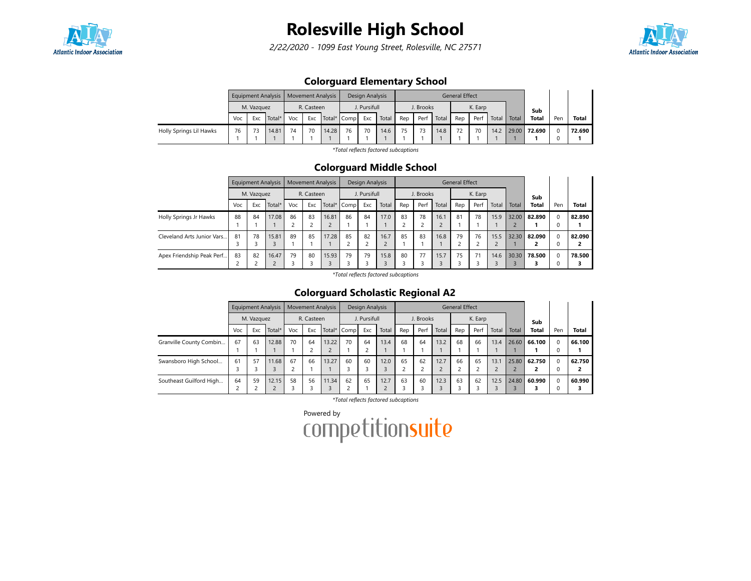# Rolesville High School

*2/22/2020 - 1099 East Young Street, Rolesville, NC 27571*

## Colorguard Elementary School

| | Equipment Analysis | | | Movement Analysis | | | Design Analysis | | | General Effect | | | | | | | Sub Total | Pen | Total |
|---|---|---|---|---|---|---|---|---|---|---|---|---|---|---|---|---|---|---|---|
| | M. Vazquez | | | R. Casteen | | | J. Pursifull | | | J. Brooks | | | K. Earp | | | | | | |
| | Voc | Exc | Total* | Voc | Exc | Total* | Comp | Exc | Total | Rep | Perf | Total | Rep | Perf | Total | Total | | | |
| Holly Springs Lil Hawks | 76<br>1 | 73<br>1 | 14.81<br>1 | 74<br>1 | 70<br>1 | 14.28<br>1 | 76<br>1 | 70<br>1 | 14.6<br>1 | 75<br>1 | 73<br>1 | 14.8<br>1 | 72<br>1 | 70<br>1 | 14.2<br>1 | 29.00<br>1 | **72.690**<br>**1** | 0<br>0 | **72.690**<br>**1** |

*Total reflects factored subcaptions

## Colorguard Middle School

| | Equipment Analysis | | | Movement Analysis | | | Design Analysis | | | General Effect | | | | | | | Sub Total | Pen | Total |
|---|---|---|---|---|---|---|---|---|---|---|---|---|---|---|---|---|---|---|---|
| | M. Vazquez | | | R. Casteen | | | J. Pursifull | | | J. Brooks | | | K. Earp | | | | | | |
| | Voc | Exc | Total* | Voc | Exc | Total* | Comp | Exc | Total | Rep | Perf | Total | Rep | Perf | Total | Total | | | |
| Holly Springs Jr Hawks | 88<br>1 | 84<br>1 | 17.08<br>1 | 86<br>2 | 83<br>2 | 16.81<br>2 | 86<br>1 | 84<br>1 | 17.0<br>1 | 83<br>2 | 78<br>2 | 16.1<br>2 | 81<br>1 | 78<br>1 | 15.9<br>1 | 32.00<br>2 | **82.890**<br>**1** | 0<br>0 | **82.890**<br>**1** |
| Cleveland Arts Junior Vars... | 81<br>3 | 78<br>3 | 15.81<br>3 | 89<br>1 | 85<br>1 | 17.28<br>1 | 85<br>2 | 82<br>2 | 16.7<br>2 | 85<br>1 | 83<br>1 | 16.8<br>1 | 79<br>2 | 76<br>2 | 15.5<br>2 | 32.30<br>1 | **82.090**<br>**2** | 0<br>0 | **82.090**<br>**2** |
| Apex Friendship Peak Perf... | 83<br>2 | 82<br>2 | 16.47<br>2 | 79<br>3 | 80<br>3 | 15.93<br>3 | 79<br>3 | 79<br>3 | 15.8<br>3 | 80<br>3 | 77<br>3 | 15.7<br>3 | 75<br>3 | 71<br>3 | 14.6<br>3 | 30.30<br>3 | **78.500**<br>**3** | 0<br>0 | **78.500**<br>**3** |

*Total reflects factored subcaptions

## Colorguard Scholastic Regional A2

| | Equipment Analysis | | | Movement Analysis | | | Design Analysis | | | General Effect | | | | | | | Sub Total | Pen | Total |
|---|---|---|---|---|---|---|---|---|---|---|---|---|---|---|---|---|---|---|---|
| | M. Vazquez | | | R. Casteen | | | J. Pursifull | | | J. Brooks | | | K. Earp | | | | | | |
| | Voc | Exc | Total* | Voc | Exc | Total* | Comp | Exc | Total | Rep | Perf | Total | Rep | Perf | Total | Total | | | |
| Granville County Combin... | 67<br>1 | 63<br>1 | 12.88<br>1 | 70<br>1 | 64<br>2 | 13.22<br>2 | 70<br>1 | 64<br>2 | 13.4<br>1 | 68<br>1 | 64<br>1 | 13.2<br>1 | 68<br>1 | 66<br>1 | 13.4<br>1 | 26.60<br>1 | **66.100**<br>**1** | 0<br>0 | **66.100**<br>**1** |
| Swansboro High School... | 61<br>3 | 57<br>3 | 11.68<br>3 | 67<br>2 | 66<br>1 | 13.27<br>1 | 60<br>3 | 60<br>3 | 12.0<br>3 | 65<br>2 | 62<br>2 | 12.7<br>2 | 66<br>2 | 65<br>2 | 13.1<br>2 | 25.80<br>2 | **62.750**<br>**2** | 0<br>0 | **62.750**<br>**2** |
| Southeast Guilford High... | 64<br>2 | 59<br>2 | 12.15<br>2 | 58<br>3 | 56<br>3 | 11.34<br>3 | 62<br>2 | 65<br>1 | 12.7<br>2 | 63<br>3 | 60<br>3 | 12.3<br>3 | 63<br>3 | 62<br>3 | 12.5<br>3 | 24.80<br>3 | **60.990**<br>**3** | 0<br>0 | **60.990**<br>**3** |

*Total reflects factored subcaptions

Powered by competitionsuite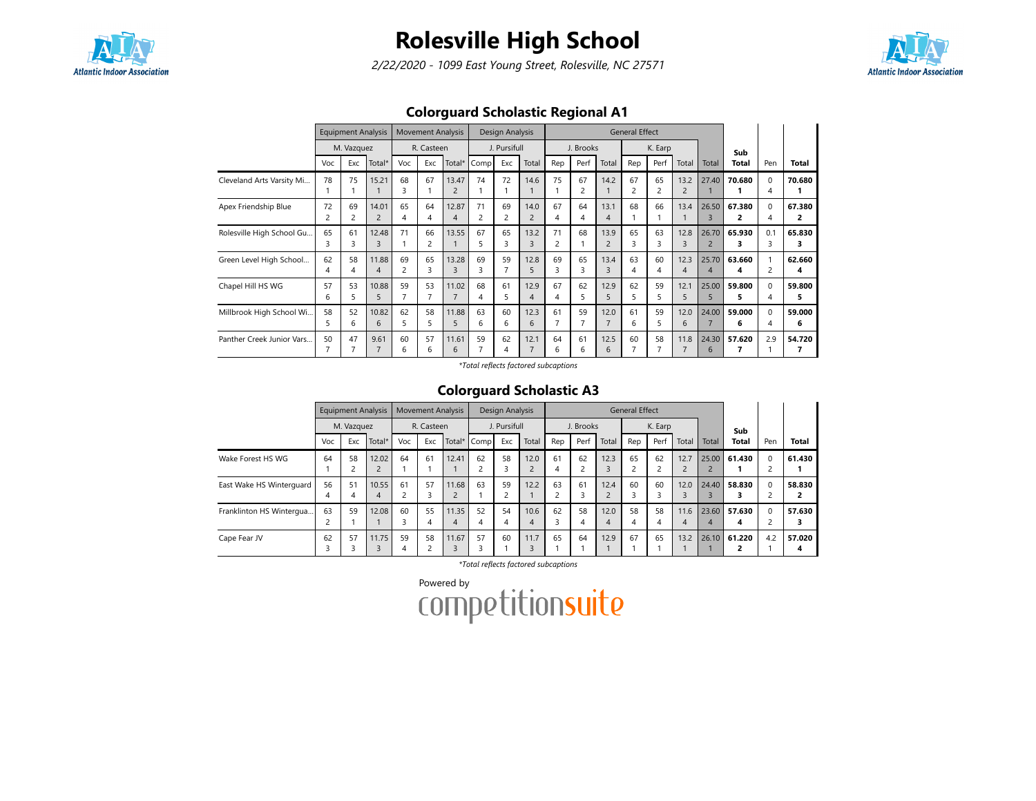# Rolesville High School

*2/22/2020 - 1099 East Young Street, Rolesville, NC 27571*

## Colorguard Scholastic Regional A1

| | Equipment Analysis | | | Movement Analysis | | | Design Analysis | | | General Effect | | | | | | | | | |
|---|---|---|---|---|---|---|---|---|---|---|---|---|---|---|---|---|---|---|---|
| | M. Vazquez | | | R. Casteen | | | J. Pursifull | | | J. Brooks | | | K. Earp | | | | | | |
| | Voc | Exc | Total* | Voc | Exc | Total* | Comp | Exc | Total | Rep | Perf | Total | Rep | Perf | Total | Total | Sub Total | Pen | Total |
| Cleveland Arts Varsity Mi... | 78<br>1 | 75<br>1 | 15.21<br>1 | 68<br>3 | 67<br>1 | 13.47<br>2 | 74<br>1 | 72<br>1 | 14.6<br>1 | 75<br>1 | 67<br>2 | 14.2<br>1 | 67<br>2 | 65<br>2 | 13.2<br>2 | 27.40<br>1 | **70.680**<br>**1** | 0<br>4 | **70.680**<br>**1** |
| Apex Friendship Blue | 72<br>2 | 69<br>2 | 14.01<br>2 | 65<br>4 | 64<br>4 | 12.87<br>4 | 71<br>2 | 69<br>2 | 14.0<br>2 | 67<br>4 | 64<br>4 | 13.1<br>4 | 68<br>1 | 66<br>1 | 13.4<br>1 | 26.50<br>3 | **67.380**<br>**2** | 0<br>4 | **67.380**<br>**2** |
| Rolesville High School Gu... | 65<br>3 | 61<br>3 | 12.48<br>3 | 71<br>1 | 66<br>2 | 13.55<br>1 | 67<br>5 | 65<br>3 | 13.2<br>3 | 71<br>2 | 68<br>1 | 13.9<br>2 | 65<br>3 | 63<br>3 | 12.8<br>3 | 26.70<br>2 | **65.930**<br>**3** | 0.1<br>3 | **65.830**<br>**3** |
| Green Level High School... | 62<br>4 | 58<br>4 | 11.88<br>4 | 69<br>2 | 65<br>3 | 13.28<br>3 | 69<br>3 | 59<br>7 | 12.8<br>5 | 69<br>3 | 65<br>3 | 13.4<br>3 | 63<br>4 | 60<br>4 | 12.3<br>4 | 25.70<br>4 | **63.660**<br>**4** | 1<br>2 | **62.660**<br>**4** |
| Chapel Hill HS WG | 57<br>6 | 53<br>5 | 10.88<br>5 | 59<br>7 | 53<br>7 | 11.02<br>7 | 68<br>4 | 61<br>5 | 12.9<br>4 | 67<br>4 | 62<br>5 | 12.9<br>5 | 62<br>5 | 59<br>5 | 12.1<br>5 | 25.00<br>5 | **59.800**<br>**5** | 0<br>4 | **59.800**<br>**5** |
| Millbrook High School Wi... | 58<br>5 | 52<br>6 | 10.82<br>6 | 62<br>5 | 58<br>5 | 11.88<br>5 | 63<br>6 | 60<br>6 | 12.3<br>6 | 61<br>7 | 59<br>7 | 12.0<br>7 | 61<br>6 | 59<br>5 | 12.0<br>6 | 24.00<br>7 | **59.000**<br>**6** | 0<br>4 | **59.000**<br>**6** |
| Panther Creek Junior Vars... | 50<br>7 | 47<br>7 | 9.61<br>7 | 60<br>6 | 57<br>6 | 11.61<br>6 | 59<br>7 | 62<br>4 | 12.1<br>7 | 64<br>6 | 61<br>6 | 12.5<br>6 | 60<br>7 | 58<br>7 | 11.8<br>7 | 24.30<br>6 | **57.620**<br>**7** | 2.9<br>1 | **54.720**<br>**7** |

*\*Total reflects factored subcaptions*

## Colorguard Scholastic A3

| | Equipment Analysis | | | Movement Analysis | | | Design Analysis | | | General Effect | | | | | | | | | |
|---|---|---|---|---|---|---|---|---|---|---|---|---|---|---|---|---|---|---|---|
| | M. Vazquez | | | R. Casteen | | | J. Pursifull | | | J. Brooks | | | K. Earp | | | | | | |
| | Voc | Exc | Total* | Voc | Exc | Total* | Comp | Exc | Total | Rep | Perf | Total | Rep | Perf | Total | Total | Sub Total | Pen | Total |
| Wake Forest HS WG | 64<br>1 | 58<br>2 | 12.02<br>2 | 64<br>1 | 61<br>1 | 12.41<br>1 | 62<br>2 | 58<br>3 | 12.0<br>2 | 61<br>4 | 62<br>2 | 12.3<br>3 | 65<br>2 | 62<br>2 | 12.7<br>2 | 25.00<br>2 | **61.430**<br>**1** | 0<br>2 | **61.430**<br>**1** |
| East Wake HS Winterguard | 56<br>4 | 51<br>4 | 10.55<br>4 | 61<br>2 | 57<br>3 | 11.68<br>2 | 63<br>1 | 59<br>2 | 12.2<br>1 | 63<br>2 | 61<br>3 | 12.4<br>2 | 60<br>3 | 60<br>3 | 12.0<br>3 | 24.40<br>3 | **58.830**<br>**3** | 0<br>2 | **58.830**<br>**2** |
| Franklinton HS Wintergua... | 63<br>2 | 59<br>1 | 12.08<br>1 | 60<br>3 | 55<br>4 | 11.35<br>4 | 52<br>4 | 54<br>4 | 10.6<br>4 | 62<br>3 | 58<br>4 | 12.0<br>4 | 58<br>4 | 58<br>4 | 11.6<br>4 | 23.60<br>4 | **57.630**<br>**4** | 0<br>2 | **57.630**<br>**3** |
| Cape Fear JV | 62<br>3 | 57<br>3 | 11.75<br>3 | 59<br>4 | 58<br>2 | 11.67<br>3 | 57<br>3 | 60<br>1 | 11.7<br>3 | 65<br>1 | 64<br>1 | 12.9<br>1 | 67<br>1 | 65<br>1 | 13.2<br>1 | 26.10<br>1 | **61.220**<br>**2** | 4.2<br>1 | **57.020**<br>**4** |

*\*Total reflects factored subcaptions*

Powered by competitionsuite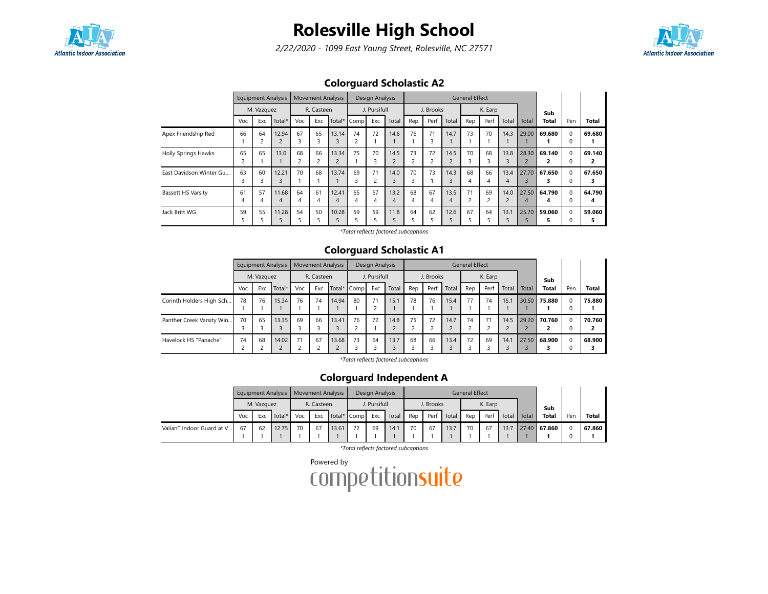# Rolesville High School

*2/22/2020 - 1099 East Young Street, Rolesville, NC 27571*

## Colorguard Scholastic A2

| | Equipment Analysis | | | Movement Analysis | | | Design Analysis | | | General Effect | | | | | | | Sub Total | Pen | Total |
|---|---|---|---|---|---|---|---|---|---|---|---|---|---|---|---|---|---|---|---|
| | M. Vazquez | | | R. Casteen | | | J. Pursifull | | | J. Brooks | | | K. Earp | | | | | | |
| | Voc | Exc | Total* | Voc | Exc | Total* | Comp | Exc | Total | Rep | Perf | Total | Rep | Perf | Total | Total | | | |
| Apex Friendship Red | 66 1 | 64 2 | 12.94 2 | 67 3 | 65 3 | 13.14 3 | 74 2 | 72 1 | 14.6 1 | 76 1 | 71 3 | 14.7 1 | 73 1 | 70 1 | 14.3 1 | 29.00 1 | **69.680 1** | 0 0 | **69.680 1** |
| Holly Springs Hawks | 65 2 | 65 1 | 13.0 1 | 68 2 | 66 2 | 13.34 2 | 75 1 | 70 3 | 14.5 2 | 73 2 | 72 2 | 14.5 2 | 70 3 | 68 3 | 13.8 3 | 28.30 2 | **69.140 2** | 0 0 | **69.140 2** |
| East Davidson Winter Gu... | 63 3 | 60 3 | 12.21 3 | 70 1 | 68 1 | 13.74 1 | 69 3 | 71 2 | 14.0 3 | 70 3 | 73 1 | 14.3 3 | 68 4 | 66 4 | 13.4 4 | 27.70 3 | **67.650 3** | 0 0 | **67.650 3** |
| Bassett HS Varsity | 61 4 | 57 4 | 11.68 4 | 64 4 | 61 4 | 12.41 4 | 65 4 | 67 4 | 13.2 4 | 68 4 | 67 4 | 13.5 4 | 71 2 | 69 2 | 14.0 2 | 27.50 4 | **64.790 4** | 0 0 | **64.790 4** |
| Jack Britt WG | 59 5 | 55 5 | 11.28 5 | 54 5 | 50 5 | 10.28 5 | 59 5 | 59 5 | 11.8 5 | 64 5 | 62 5 | 12.6 5 | 67 5 | 64 5 | 13.1 5 | 25.70 5 | **59.060 5** | 0 0 | **59.060 5** |

*\*Total reflects factored subcaptions*

## Colorguard Scholastic A1

| | Equipment Analysis | | | Movement Analysis | | | Design Analysis | | | General Effect | | | | | | | Sub Total | Pen | Total |
|---|---|---|---|---|---|---|---|---|---|---|---|---|---|---|---|---|---|---|---|
| | M. Vazquez | | | R. Casteen | | | J. Pursifull | | | J. Brooks | | | K. Earp | | | | | | |
| | Voc | Exc | Total* | Voc | Exc | Total* | Comp | Exc | Total | Rep | Perf | Total | Rep | Perf | Total | Total | | | |
| Corinth Holders High Sch... | 78 1 | 76 1 | 15.34 1 | 76 1 | 74 1 | 14.94 1 | 80 1 | 71 2 | 15.1 1 | 78 1 | 76 1 | 15.4 1 | 77 1 | 74 1 | 15.1 1 | 30.50 1 | **75.880 1** | 0 0 | **75.880 1** |
| Panther Creek Varsity Win... | 70 3 | 65 3 | 13.35 3 | 69 3 | 66 3 | 13.41 3 | 76 2 | 72 1 | 14.8 2 | 75 2 | 72 2 | 14.7 2 | 74 2 | 71 2 | 14.5 2 | 29.20 2 | **70.760 2** | 0 0 | **70.760 2** |
| Havelock HS "Panache" | 74 2 | 68 2 | 14.02 2 | 71 2 | 67 2 | 13.68 2 | 73 3 | 64 3 | 13.7 3 | 68 3 | 66 3 | 13.4 3 | 72 3 | 69 3 | 14.1 3 | 27.50 3 | **68.900 3** | 0 0 | **68.900 3** |

*\*Total reflects factored subcaptions*

## Colorguard Independent A

| | Equipment Analysis | | | Movement Analysis | | | Design Analysis | | | General Effect | | | | | | | Sub Total | Pen | Total |
|---|---|---|---|---|---|---|---|---|---|---|---|---|---|---|---|---|---|---|---|
| | M. Vazquez | | | R. Casteen | | | J. Pursifull | | | J. Brooks | | | K. Earp | | | | | | |
| | Voc | Exc | Total* | Voc | Exc | Total* | Comp | Exc | Total | Rep | Perf | Total | Rep | Perf | Total | Total | | | |
| ValianT Indoor Guard at V... | 67 1 | 62 1 | 12.75 1 | 70 1 | 67 1 | 13.61 1 | 72 1 | 69 1 | 14.1 1 | 70 1 | 67 1 | 13.7 1 | 70 1 | 67 1 | 13.7 1 | 27.40 1 | **67.860 1** | 0 0 | **67.860 1** |

*\*Total reflects factored subcaptions*

Powered by competitionsuite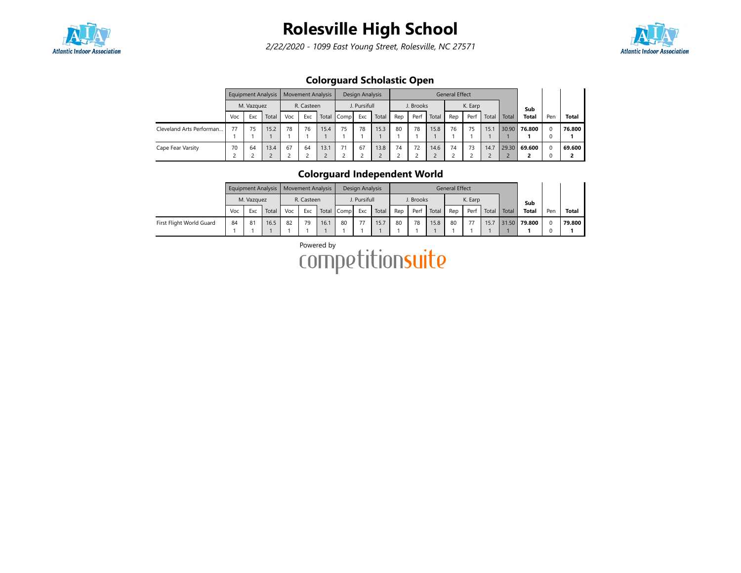# Rolesville High School

*2/22/2020 - 1099 East Young Street, Rolesville, NC 27571*

## Colorguard Scholastic Open

| | Equipment Analysis | | | Movement Analysis | | | Design Analysis | | | General Effect | | | | | | | Sub Total | Pen | Total |
|---|---|---|---|---|---|---|---|---|---|---|---|---|---|---|---|---|---|---|---|
| | M. Vazquez | | | R. Casteen | | | J. Pursifull | | | J. Brooks | | | K. Earp | | | | | | |
| | Voc | Exc | Total | Voc | Exc | Total | Comp | Exc | Total | Rep | Perf | Total | Rep | Perf | Total | Total | | | |
| Cleveland Arts Performan... | 77<br>1 | 75<br>1 | 15.2<br>1 | 78<br>1 | 76<br>1 | 15.4<br>1 | 75<br>1 | 78<br>1 | 15.3<br>1 | 80<br>1 | 78<br>1 | 15.8<br>1 | 76<br>1 | 75<br>1 | 15.1<br>1 | 30.90<br>1 | **76.800**<br>**1** | 0<br>0 | **76.800**<br>**1** |
| Cape Fear Varsity | 70<br>2 | 64<br>2 | 13.4<br>2 | 67<br>2 | 64<br>2 | 13.1<br>2 | 71<br>2 | 67<br>2 | 13.8<br>2 | 74<br>2 | 72<br>2 | 14.6<br>2 | 74<br>2 | 73<br>2 | 14.7<br>2 | 29.30<br>2 | **69.600**<br>**2** | 0<br>0 | **69.600**<br>**2** |

## Colorguard Independent World

| | Equipment Analysis | | | Movement Analysis | | | Design Analysis | | | General Effect | | | | | | | Sub Total | Pen | Total |
|---|---|---|---|---|---|---|---|---|---|---|---|---|---|---|---|---|---|---|---|
| | M. Vazquez | | | R. Casteen | | | J. Pursifull | | | J. Brooks | | | K. Earp | | | | | | |
| | Voc | Exc | Total | Voc | Exc | Total | Comp | Exc | Total | Rep | Perf | Total | Rep | Perf | Total | Total | | | |
| First Flight World Guard | 84<br>1 | 81<br>1 | 16.5<br>1 | 82<br>1 | 79<br>1 | 16.1<br>1 | 80<br>1 | 77<br>1 | 15.7<br>1 | 80<br>1 | 78<br>1 | 15.8<br>1 | 80<br>1 | 77<br>1 | 15.7<br>1 | 31.50<br>1 | **79.800**<br>**1** | 0<br>0 | **79.800**<br>**1** |

Powered by competitionsuite